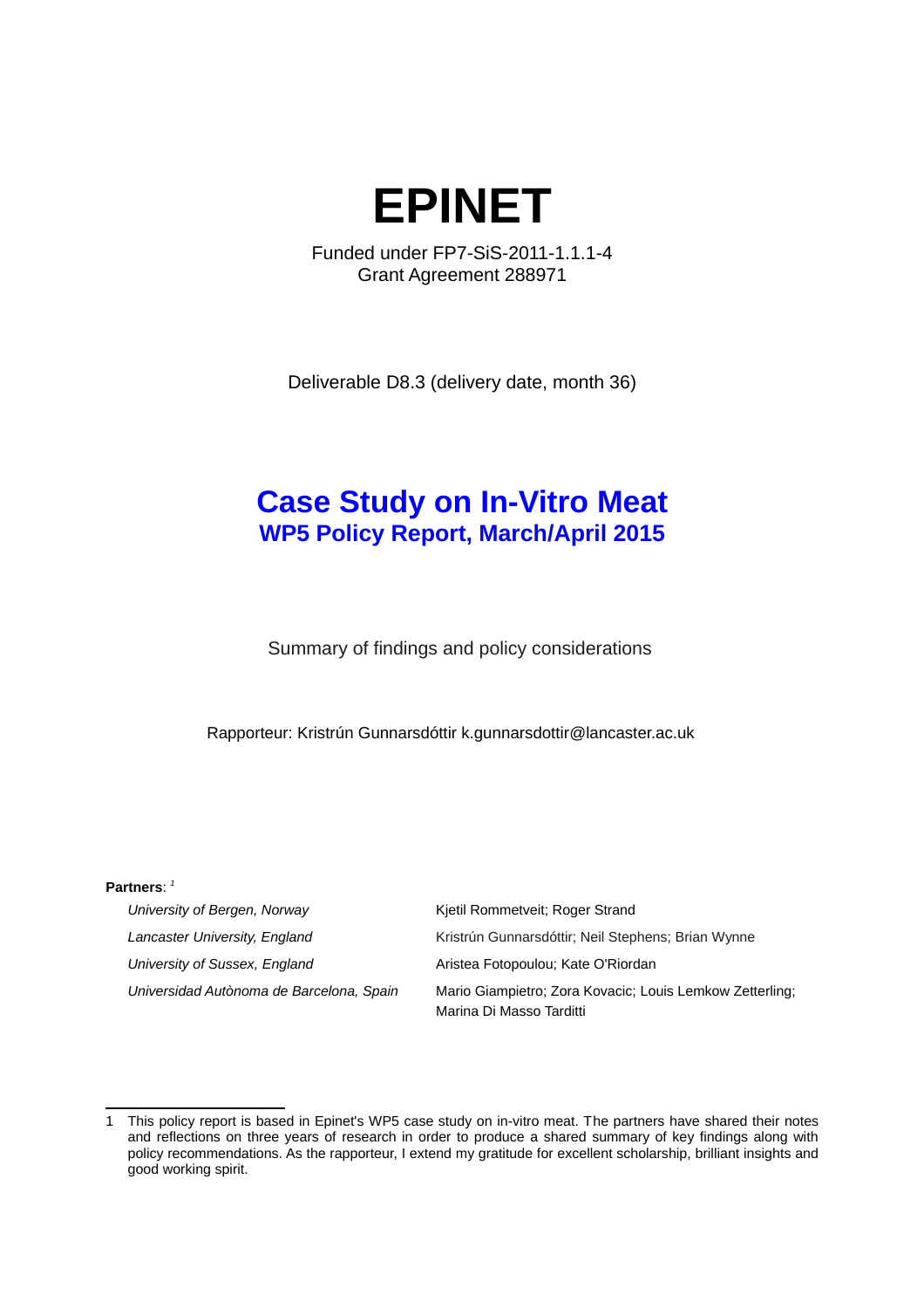# EPINET

Funded under FP7-SiS-2011-1.1.1-4
Grant Agreement 288971

Deliverable D8.3 (delivery date, month 36)

## Case Study on In-Vitro Meat
### WP5 Policy Report, March/April 2015

Summary of findings and policy considerations

Rapporteur: Kristrún Gunnarsdóttir k.gunnarsdottir@lancaster.ac.uk

**Partners**: [1]

| | |
|---|---|
| *University of Bergen, Norway* | Kjetil Rommetveit; Roger Strand |
| *Lancaster University, England* | Kristrún Gunnarsdóttir; Neil Stephens; Brian Wynne |
| *University of Sussex, England* | Aristea Fotopoulou; Kate O'Riordan |
| *Universidad Autònoma de Barcelona, Spain* | Mario Giampietro; Zora Kovacic; Louis Lemkow Zetterling; Marina Di Masso Tarditti |

1 This policy report is based in Epinet's WP5 case study on in-vitro meat. The partners have shared their notes and reflections on three years of research in order to produce a shared summary of key findings along with policy recommendations. As the rapporteur, I extend my gratitude for excellent scholarship, brilliant insights and good working spirit.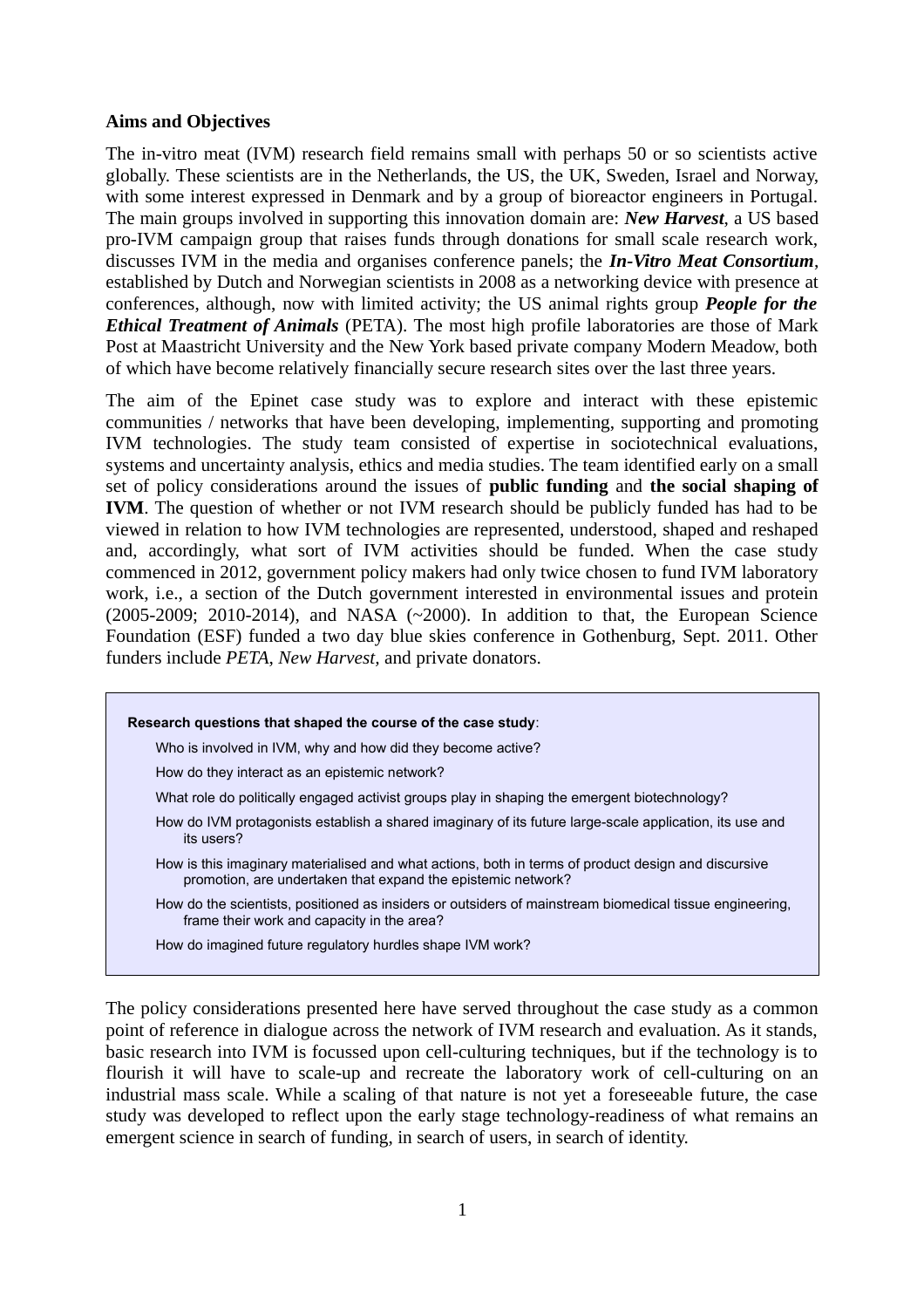**Aims and Objectives**

The in-vitro meat (IVM) research field remains small with perhaps 50 or so scientists active globally. These scientists are in the Netherlands, the US, the UK, Sweden, Israel and Norway, with some interest expressed in Denmark and by a group of bioreactor engineers in Portugal. The main groups involved in supporting this innovation domain are: ***New Harvest***, a US based pro-IVM campaign group that raises funds through donations for small scale research work, discusses IVM in the media and organises conference panels; the ***In-Vitro Meat Consortium***, established by Dutch and Norwegian scientists in 2008 as a networking device with presence at conferences, although, now with limited activity; the US animal rights group ***People for the Ethical Treatment of Animals*** (PETA). The most high profile laboratories are those of Mark Post at Maastricht University and the New York based private company Modern Meadow, both of which have become relatively financially secure research sites over the last three years.

The aim of the Epinet case study was to explore and interact with these epistemic communities / networks that have been developing, implementing, supporting and promoting IVM technologies. The study team consisted of expertise in sociotechnical evaluations, systems and uncertainty analysis, ethics and media studies. The team identified early on a small set of policy considerations around the issues of **public funding** and **the social shaping of IVM**. The question of whether or not IVM research should be publicly funded has had to be viewed in relation to how IVM technologies are represented, understood, shaped and reshaped and, accordingly, what sort of IVM activities should be funded. When the case study commenced in 2012, government policy makers had only twice chosen to fund IVM laboratory work, i.e., a section of the Dutch government interested in environmental issues and protein (2005-2009; 2010-2014), and NASA (~2000). In addition to that, the European Science Foundation (ESF) funded a two day blue skies conference in Gothenburg, Sept. 2011. Other funders include *PETA*, *New Harvest*, and private donators.

> **Research questions that shaped the course of the case study**:
>
> - Who is involved in IVM, why and how did they become active?
> - How do they interact as an epistemic network?
> - What role do politically engaged activist groups play in shaping the emergent biotechnology?
> - How do IVM protagonists establish a shared imaginary of its future large-scale application, its use and its users?
> - How is this imaginary materialised and what actions, both in terms of product design and discursive promotion, are undertaken that expand the epistemic network?
> - How do the scientists, positioned as insiders or outsiders of mainstream biomedical tissue engineering, frame their work and capacity in the area?
> - How do imagined future regulatory hurdles shape IVM work?

The policy considerations presented here have served throughout the case study as a common point of reference in dialogue across the network of IVM research and evaluation. As it stands, basic research into IVM is focussed upon cell-culturing techniques, but if the technology is to flourish it will have to scale-up and recreate the laboratory work of cell-culturing on an industrial mass scale. While a scaling of that nature is not yet a foreseeable future, the case study was developed to reflect upon the early stage technology-readiness of what remains an emergent science in search of funding, in search of users, in search of identity.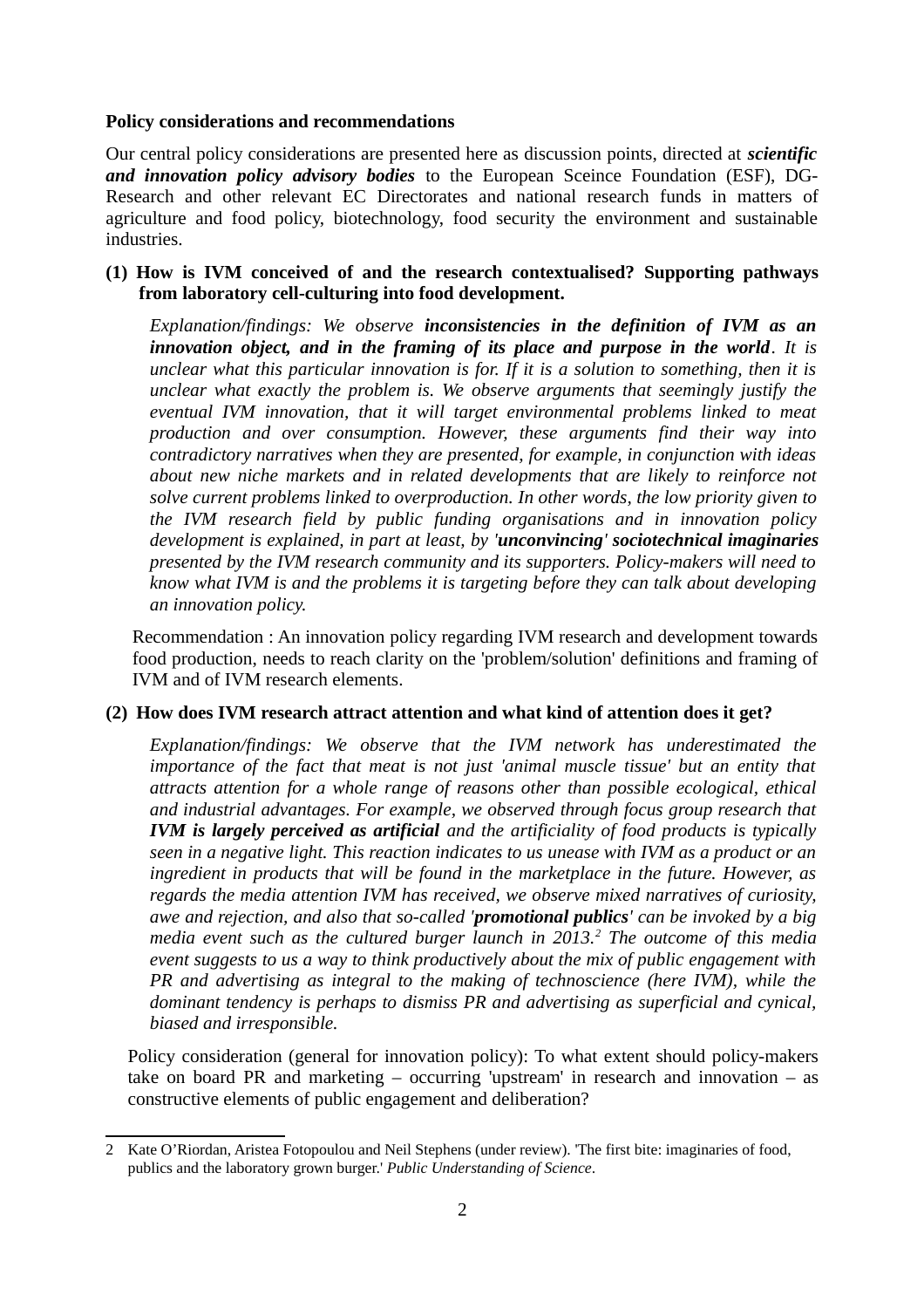**Policy considerations and recommendations**

Our central policy considerations are presented here as discussion points, directed at ***scientific and innovation policy advisory bodies*** to the European Sceince Foundation (ESF), DG-Research and other relevant EC Directorates and national research funds in matters of agriculture and food policy, biotechnology, food security the environment and sustainable industries.

**(1) How is IVM conceived of and the research contextualised? Supporting pathways from laboratory cell-culturing into food development.**

*Explanation/findings: We observe* ***inconsistencies in the definition of IVM as an innovation object, and in the framing of its place and purpose in the world****. It is unclear what this particular innovation is for. If it is a solution to something, then it is unclear what exactly the problem is. We observe arguments that seemingly justify the eventual IVM innovation, that it will target environmental problems linked to meat production and over consumption. However, these arguments find their way into contradictory narratives when they are presented, for example, in conjunction with ideas about new niche markets and in related developments that are likely to reinforce not solve current problems linked to overproduction. In other words, the low priority given to the IVM research field by public funding organisations and in innovation policy development is explained, in part at least, by '****unconvincing****'* ***sociotechnical imaginaries*** *presented by the IVM research community and its supporters. Policy-makers will need to know what IVM is and the problems it is targeting before they can talk about developing an innovation policy.*

Recommendation : An innovation policy regarding IVM research and development towards food production, needs to reach clarity on the 'problem/solution' definitions and framing of IVM and of IVM research elements.

**(2) How does IVM research attract attention and what kind of attention does it get?**

*Explanation/findings: We observe that the IVM network has underestimated the importance of the fact that meat is not just 'animal muscle tissue' but an entity that attracts attention for a whole range of reasons other than possible ecological, ethical and industrial advantages. For example, we observed through focus group research that* ***IVM is largely perceived as artificial*** *and the artificiality of food products is typically seen in a negative light. This reaction indicates to us unease with IVM as a product or an ingredient in products that will be found in the marketplace in the future. However, as regards the media attention IVM has received, we observe mixed narratives of curiosity, awe and rejection, and also that so-called '****promotional publics****' can be invoked by a big media event such as the cultured burger launch in 2013.[2] The outcome of this media event suggests to us a way to think productively about the mix of public engagement with PR and advertising as integral to the making of technoscience (here IVM), while the dominant tendency is perhaps to dismiss PR and advertising as superficial and cynical, biased and irresponsible.*

Policy consideration (general for innovation policy): To what extent should policy-makers take on board PR and marketing – occurring 'upstream' in research and innovation – as constructive elements of public engagement and deliberation?

---

2 Kate O'Riordan, Aristea Fotopoulou and Neil Stephens (under review). 'The first bite: imaginaries of food, publics and the laboratory grown burger.' *Public Understanding of Science*.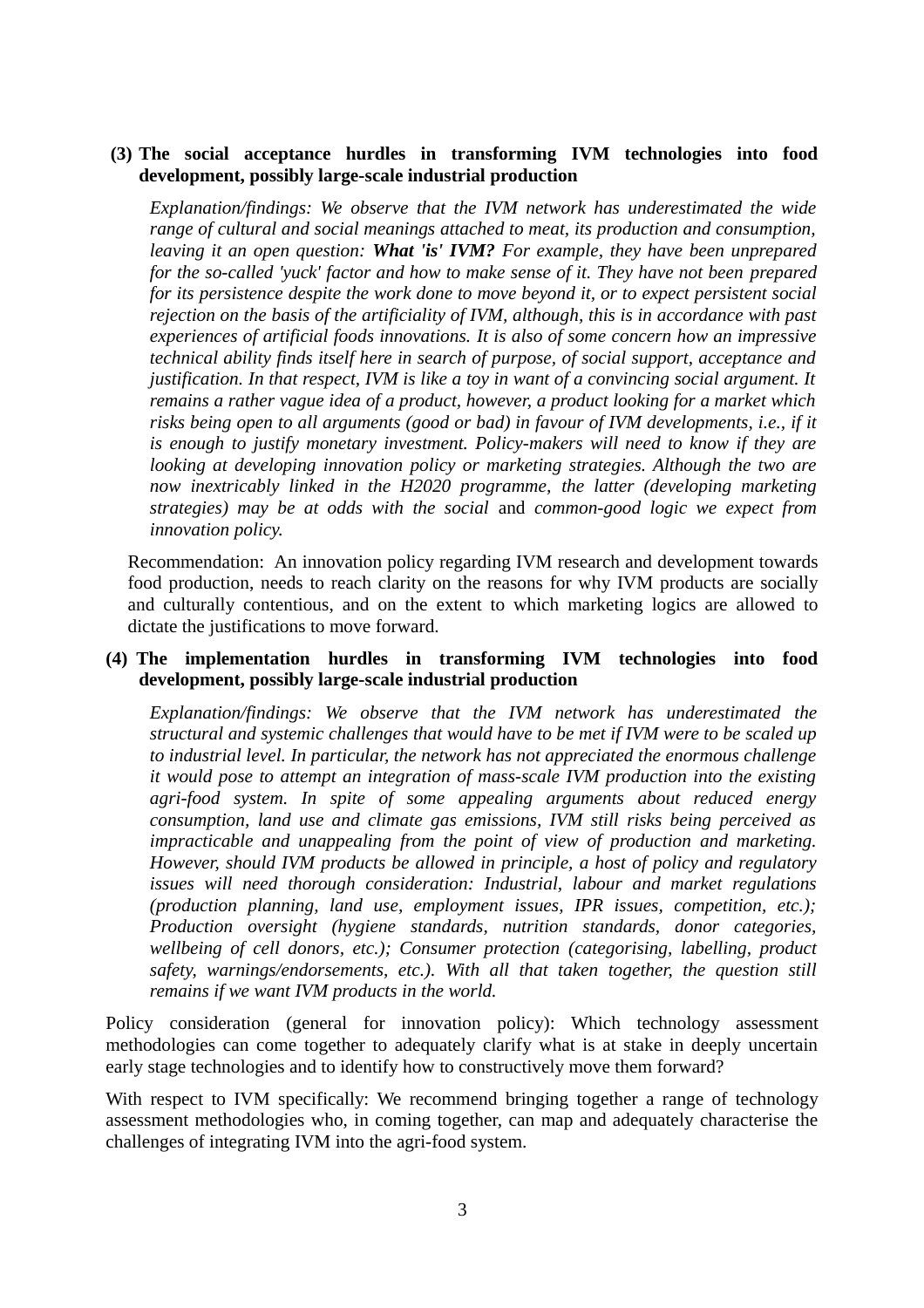**(3) The social acceptance hurdles in transforming IVM technologies into food development, possibly large-scale industrial production**

*Explanation/findings: We observe that the IVM network has underestimated the wide range of cultural and social meanings attached to meat, its production and consumption, leaving it an open question:* ***What 'is' IVM?*** *For example, they have been unprepared for the so-called 'yuck' factor and how to make sense of it. They have not been prepared for its persistence despite the work done to move beyond it, or to expect persistent social rejection on the basis of the artificiality of IVM, although, this is in accordance with past experiences of artificial foods innovations. It is also of some concern how an impressive technical ability finds itself here in search of purpose, of social support, acceptance and justification. In that respect, IVM is like a toy in want of a convincing social argument. It remains a rather vague idea of a product, however, a product looking for a market which risks being open to all arguments (good or bad) in favour of IVM developments, i.e., if it is enough to justify monetary investment. Policy-makers will need to know if they are looking at developing innovation policy or marketing strategies. Although the two are now inextricably linked in the H2020 programme, the latter (developing marketing strategies) may be at odds with the social* and *common-good logic we expect from innovation policy.*

Recommendation: An innovation policy regarding IVM research and development towards food production, needs to reach clarity on the reasons for why IVM products are socially and culturally contentious, and on the extent to which marketing logics are allowed to dictate the justifications to move forward.

**(4) The implementation hurdles in transforming IVM technologies into food development, possibly large-scale industrial production**

*Explanation/findings: We observe that the IVM network has underestimated the structural and systemic challenges that would have to be met if IVM were to be scaled up to industrial level. In particular, the network has not appreciated the enormous challenge it would pose to attempt an integration of mass-scale IVM production into the existing agri-food system. In spite of some appealing arguments about reduced energy consumption, land use and climate gas emissions, IVM still risks being perceived as impracticable and unappealing from the point of view of production and marketing. However, should IVM products be allowed in principle, a host of policy and regulatory issues will need thorough consideration: Industrial, labour and market regulations (production planning, land use, employment issues, IPR issues, competition, etc.); Production oversight (hygiene standards, nutrition standards, donor categories, wellbeing of cell donors, etc.); Consumer protection (categorising, labelling, product safety, warnings/endorsements, etc.). With all that taken together, the question still remains if we want IVM products in the world.*

Policy consideration (general for innovation policy): Which technology assessment methodologies can come together to adequately clarify what is at stake in deeply uncertain early stage technologies and to identify how to constructively move them forward?

With respect to IVM specifically: We recommend bringing together a range of technology assessment methodologies who, in coming together, can map and adequately characterise the challenges of integrating IVM into the agri-food system.